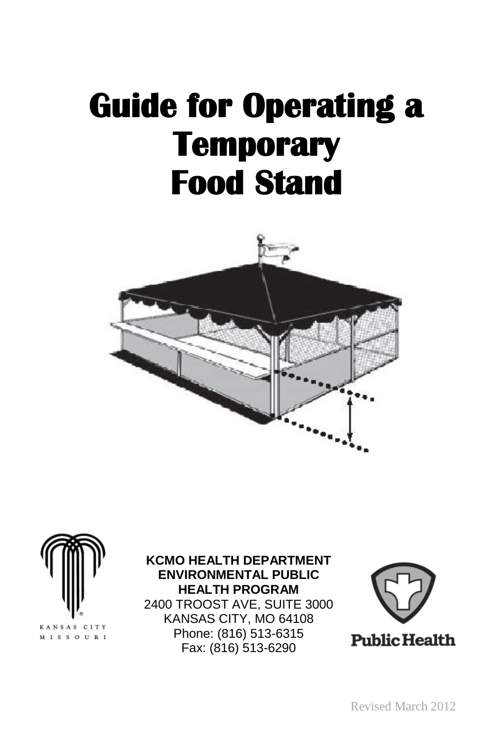# Guide for Operating a Temporary Food Stand

KANSAS CITY MISSOURI

**KCMO HEALTH DEPARTMENT**
**ENVIRONMENTAL PUBLIC HEALTH PROGRAM**
2400 TROOST AVE, SUITE 3000
KANSAS CITY, MO 64108
Phone: (816) 513-6315
Fax: (816) 513-6290

Public Health

Revised March 2012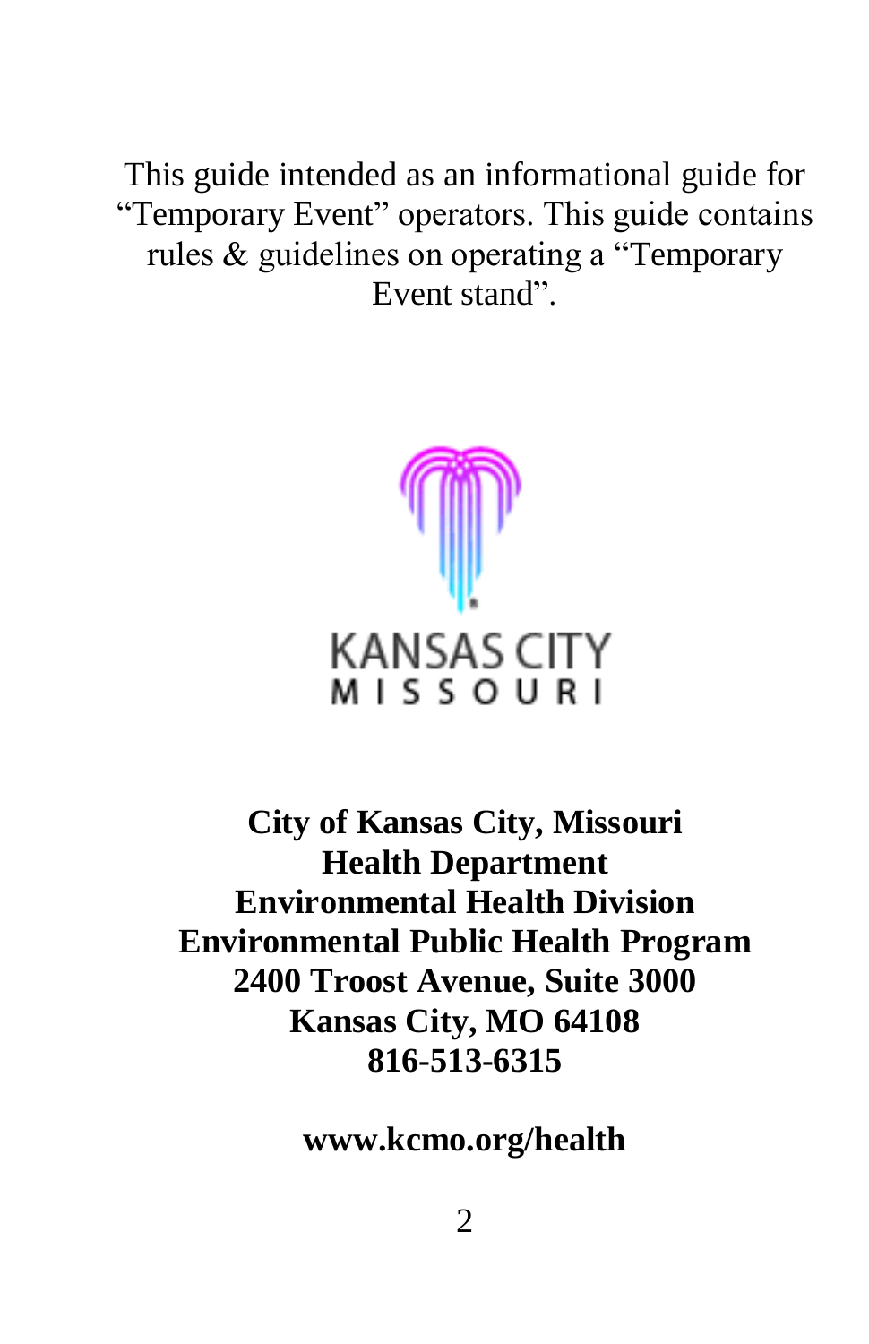This guide intended as an informational guide for "Temporary Event" operators. This guide contains rules & guidelines on operating a "Temporary Event stand".

KANSAS CITY
MISSOURI

**City of Kansas City, Missouri**
**Health Department**
**Environmental Health Division**
**Environmental Public Health Program**
**2400 Troost Avenue, Suite 3000**
**Kansas City, MO 64108**
**816-513-6315**

**www.kcmo.org/health**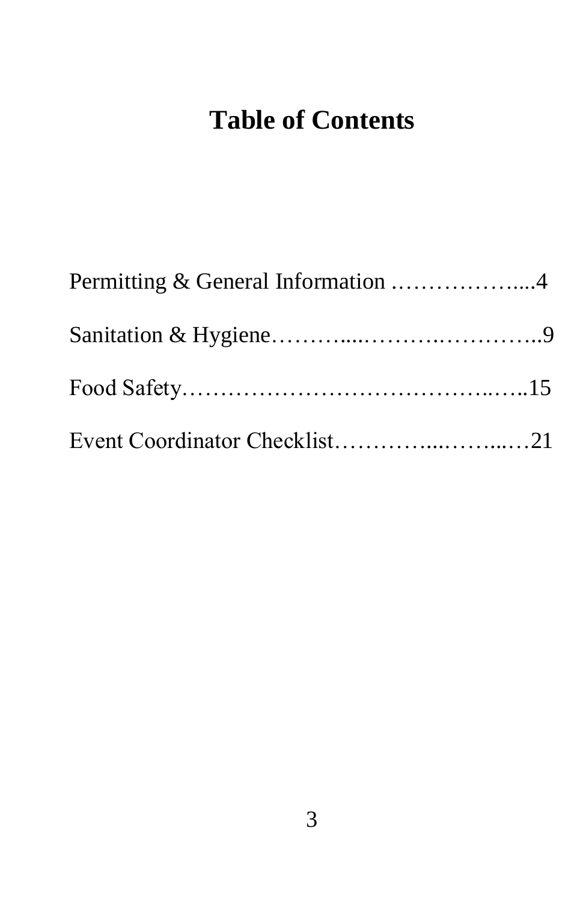# Table of Contents

Permitting & General Information ………………....4

Sanitation & Hygiene……….....……….…………..9

Food Safety……………………………………..…..15

Event Coordinator Checklist…………....……...…21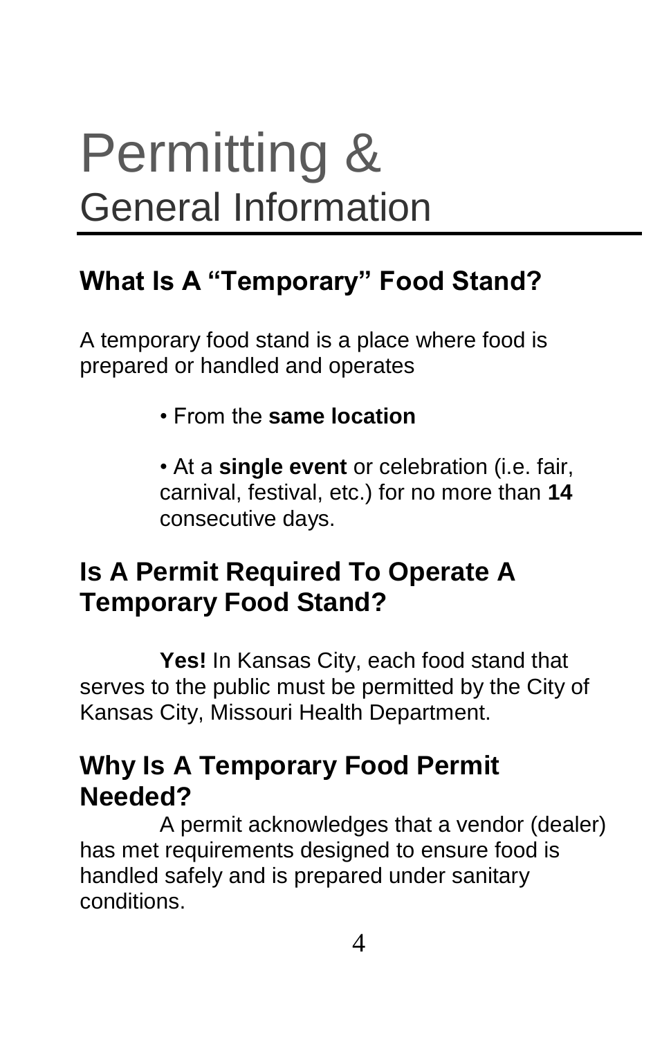# Permitting & General Information

## What Is A "Temporary" Food Stand?

A temporary food stand is a place where food is prepared or handled and operates

- From the **same location**
- At a **single event** or celebration (i.e. fair, carnival, festival, etc.) for no more than **14** consecutive days.

## Is A Permit Required To Operate A Temporary Food Stand?

**Yes!** In Kansas City, each food stand that serves to the public must be permitted by the City of Kansas City, Missouri Health Department.

## Why Is A Temporary Food Permit Needed?

A permit acknowledges that a vendor (dealer) has met requirements designed to ensure food is handled safely and is prepared under sanitary conditions.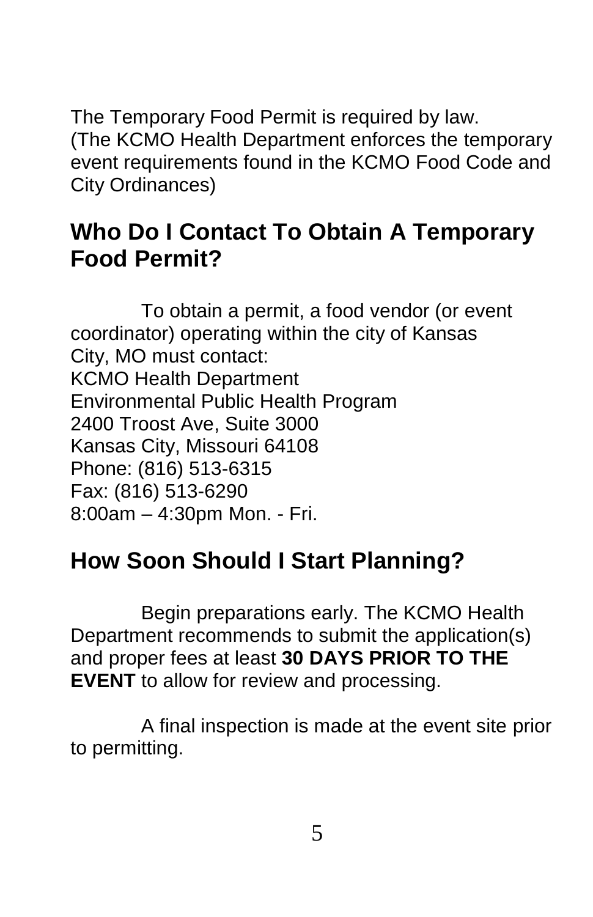The Temporary Food Permit is required by law. (The KCMO Health Department enforces the temporary event requirements found in the KCMO Food Code and City Ordinances)

## Who Do I Contact To Obtain A Temporary Food Permit?

To obtain a permit, a food vendor (or event coordinator) operating within the city of Kansas City, MO must contact:

KCMO Health Department  
Environmental Public Health Program  
2400 Troost Ave, Suite 3000  
Kansas City, Missouri 64108  
Phone: (816) 513-6315  
Fax: (816) 513-6290  
8:00am – 4:30pm Mon. - Fri.

## How Soon Should I Start Planning?

Begin preparations early. The KCMO Health Department recommends to submit the application(s) and proper fees at least **30 DAYS PRIOR TO THE EVENT** to allow for review and processing.

A final inspection is made at the event site prior to permitting.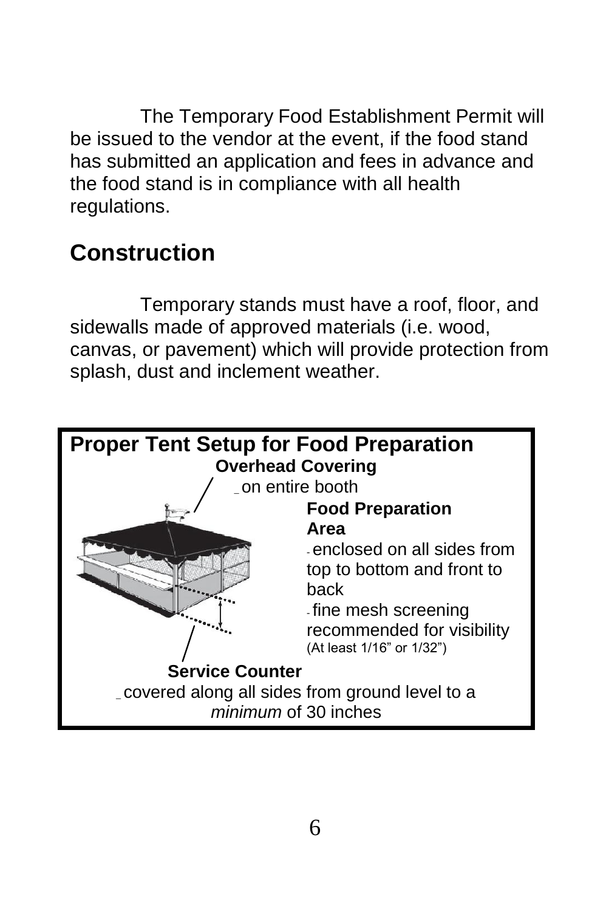The Temporary Food Establishment Permit will be issued to the vendor at the event, if the food stand has submitted an application and fees in advance and the food stand is in compliance with all health regulations.

## Construction

Temporary stands must have a roof, floor, and sidewalls made of approved materials (i.e. wood, canvas, or pavement) which will provide protection from splash, dust and inclement weather.

**Proper Tent Setup for Food Preparation**

**Overhead Covering**

- on entire booth

**Food Preparation Area**

- enclosed on all sides from top to bottom and front to back
- fine mesh screening recommended for visibility (At least 1/16" or 1/32")

**Service Counter**

- covered along all sides from ground level to a *minimum* of 30 inches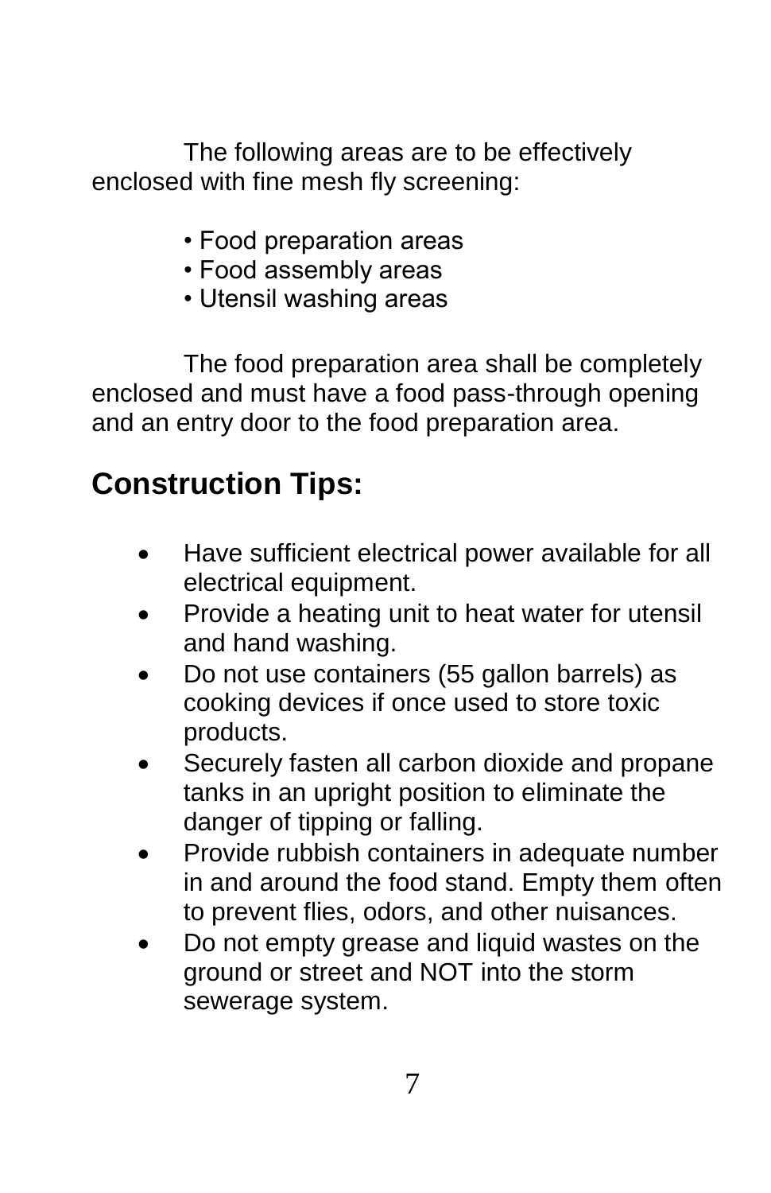The following areas are to be effectively enclosed with fine mesh fly screening:

- Food preparation areas
- Food assembly areas
- Utensil washing areas

The food preparation area shall be completely enclosed and must have a food pass-through opening and an entry door to the food preparation area.

## Construction Tips:

- Have sufficient electrical power available for all electrical equipment.
- Provide a heating unit to heat water for utensil and hand washing.
- Do not use containers (55 gallon barrels) as cooking devices if once used to store toxic products.
- Securely fasten all carbon dioxide and propane tanks in an upright position to eliminate the danger of tipping or falling.
- Provide rubbish containers in adequate number in and around the food stand. Empty them often to prevent flies, odors, and other nuisances.
- Do not empty grease and liquid wastes on the ground or street and NOT into the storm sewerage system.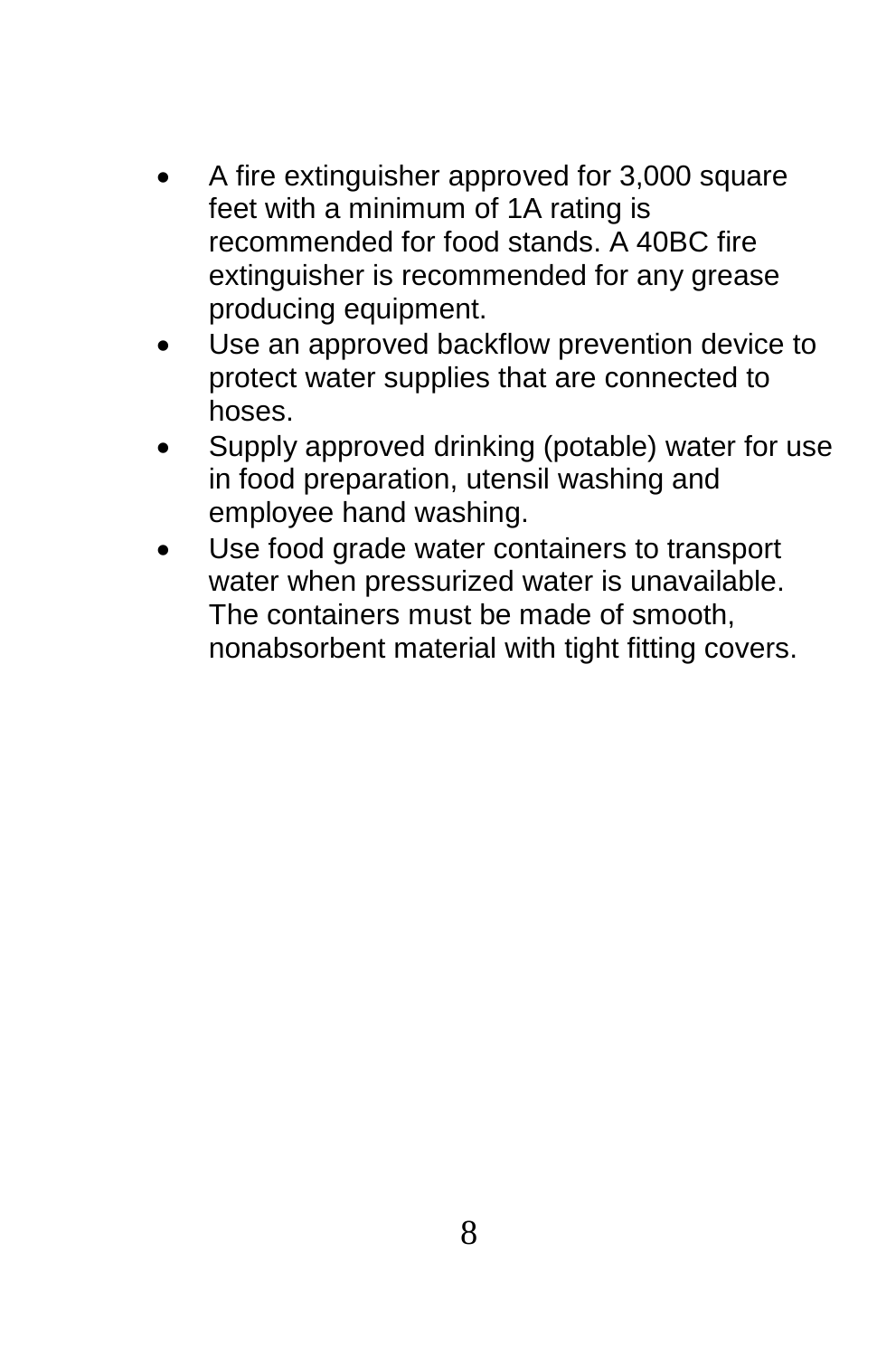- A fire extinguisher approved for 3,000 square feet with a minimum of 1A rating is recommended for food stands. A 40BC fire extinguisher is recommended for any grease producing equipment.
- Use an approved backflow prevention device to protect water supplies that are connected to hoses.
- Supply approved drinking (potable) water for use in food preparation, utensil washing and employee hand washing.
- Use food grade water containers to transport water when pressurized water is unavailable. The containers must be made of smooth, nonabsorbent material with tight fitting covers.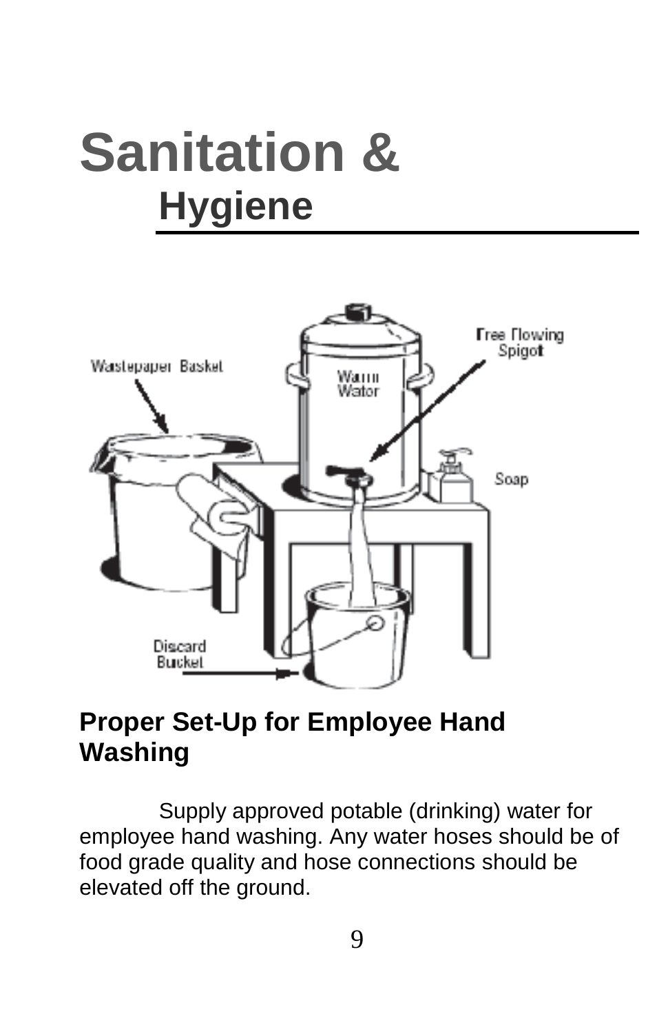# Sanitation &
## Hygiene

### Proper Set-Up for Employee Hand Washing

Supply approved potable (drinking) water for employee hand washing. Any water hoses should be of food grade quality and hose connections should be elevated off the ground.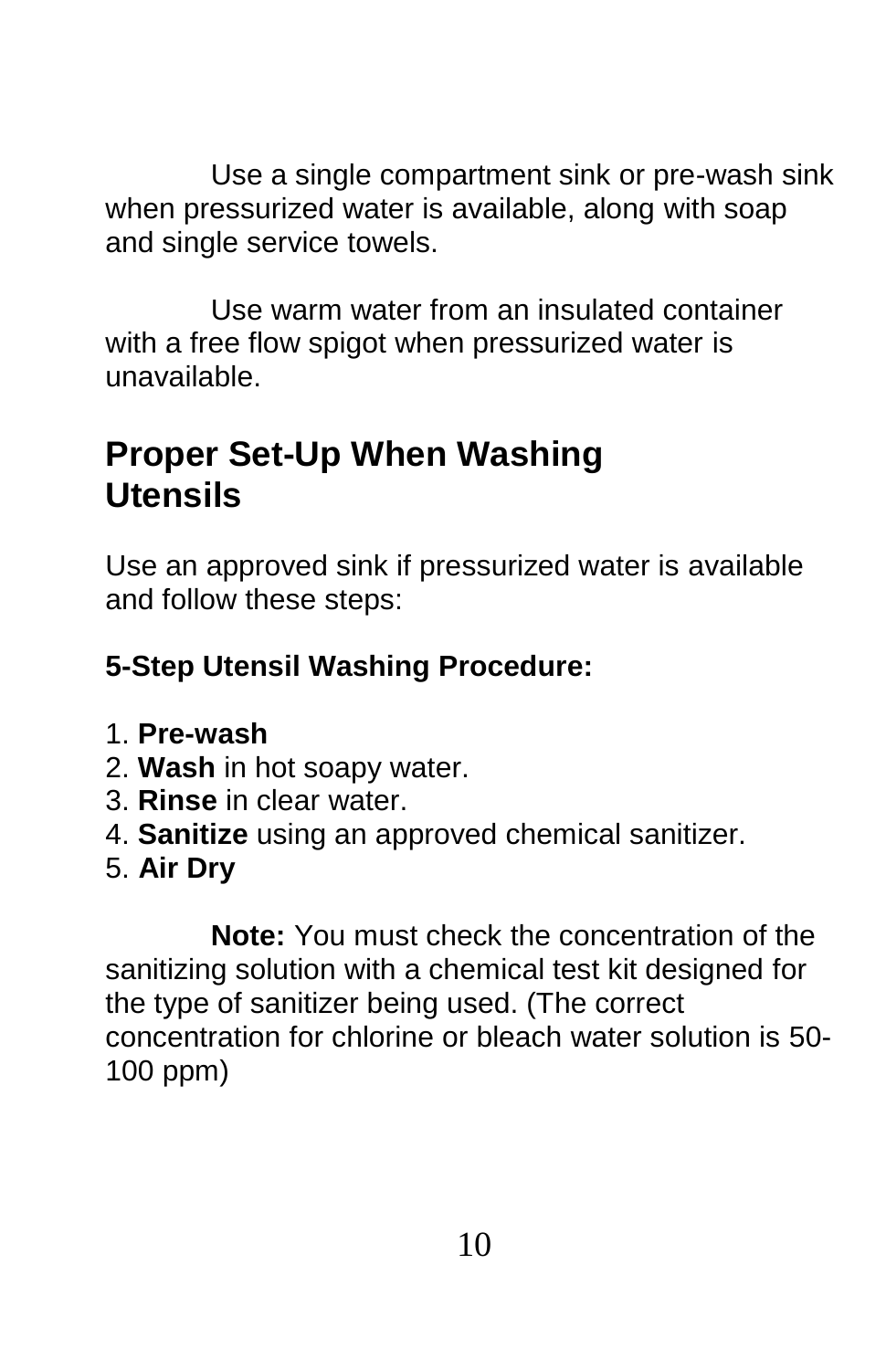Use a single compartment sink or pre-wash sink when pressurized water is available, along with soap and single service towels.

Use warm water from an insulated container with a free flow spigot when pressurized water is unavailable.

## Proper Set-Up When Washing Utensils

Use an approved sink if pressurized water is available and follow these steps:

**5-Step Utensil Washing Procedure:**

1. **Pre-wash**
2. **Wash** in hot soapy water.
3. **Rinse** in clear water.
4. **Sanitize** using an approved chemical sanitizer.
5. **Air Dry**

**Note:** You must check the concentration of the sanitizing solution with a chemical test kit designed for the type of sanitizer being used. (The correct concentration for chlorine or bleach water solution is 50-100 ppm)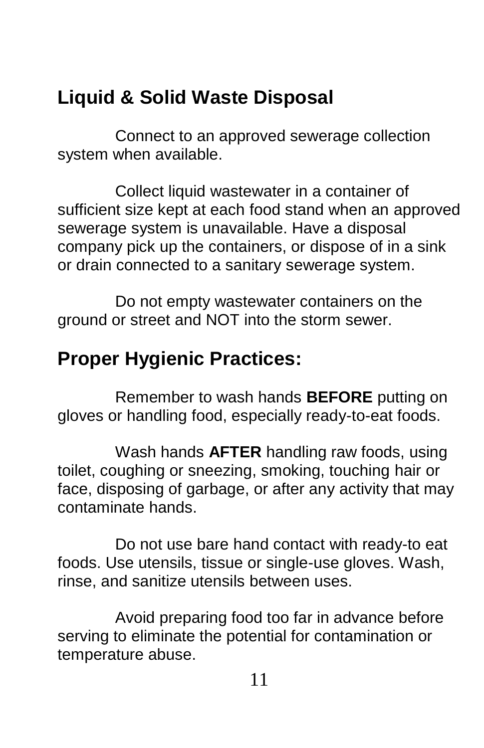## Liquid & Solid Waste Disposal

Connect to an approved sewerage collection system when available.

Collect liquid wastewater in a container of sufficient size kept at each food stand when an approved sewerage system is unavailable. Have a disposal company pick up the containers, or dispose of in a sink or drain connected to a sanitary sewerage system.

Do not empty wastewater containers on the ground or street and NOT into the storm sewer.

## Proper Hygienic Practices:

Remember to wash hands **BEFORE** putting on gloves or handling food, especially ready-to-eat foods.

Wash hands **AFTER** handling raw foods, using toilet, coughing or sneezing, smoking, touching hair or face, disposing of garbage, or after any activity that may contaminate hands.

Do not use bare hand contact with ready-to eat foods. Use utensils, tissue or single-use gloves. Wash, rinse, and sanitize utensils between uses.

Avoid preparing food too far in advance before serving to eliminate the potential for contamination or temperature abuse.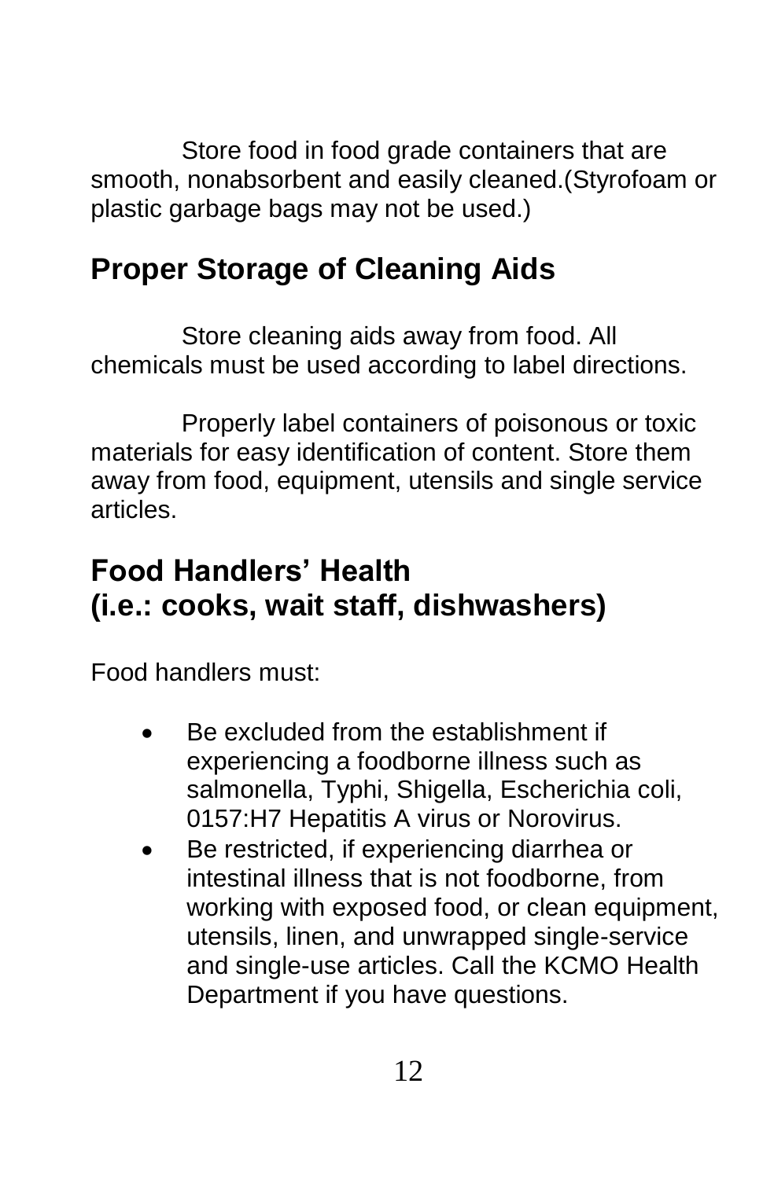Store food in food grade containers that are smooth, nonabsorbent and easily cleaned.(Styrofoam or plastic garbage bags may not be used.)

## Proper Storage of Cleaning Aids

Store cleaning aids away from food. All chemicals must be used according to label directions.

Properly label containers of poisonous or toxic materials for easy identification of content. Store them away from food, equipment, utensils and single service articles.

## Food Handlers' Health (i.e.: cooks, wait staff, dishwashers)

Food handlers must:

- Be excluded from the establishment if experiencing a foodborne illness such as salmonella, Typhi, Shigella, Escherichia coli, 0157:H7 Hepatitis A virus or Norovirus.
- Be restricted, if experiencing diarrhea or intestinal illness that is not foodborne, from working with exposed food, or clean equipment, utensils, linen, and unwrapped single-service and single-use articles. Call the KCMO Health Department if you have questions.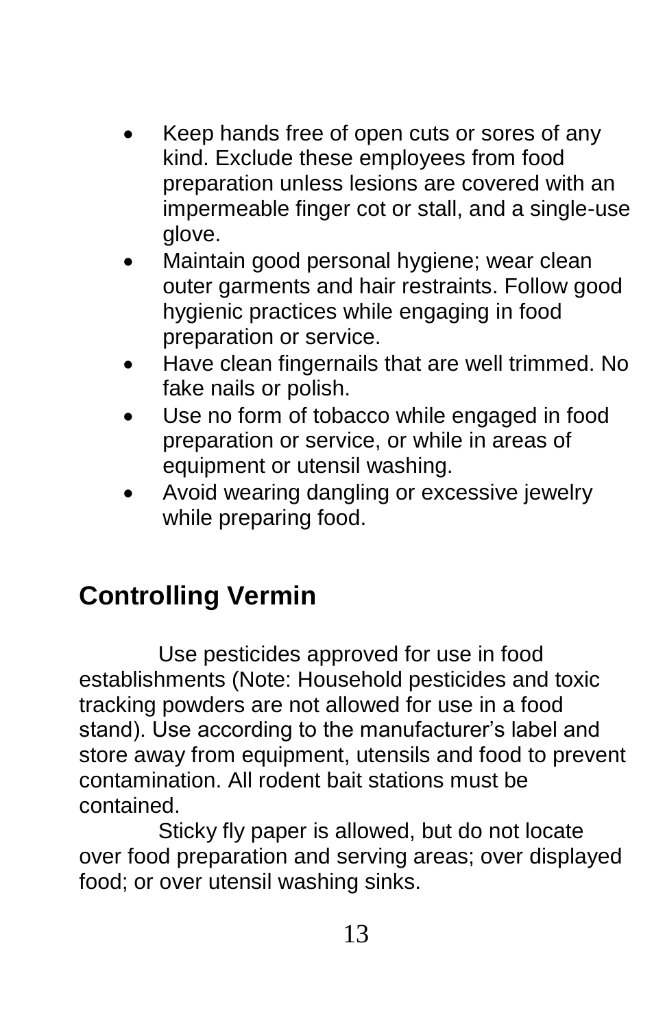- Keep hands free of open cuts or sores of any kind. Exclude these employees from food preparation unless lesions are covered with an impermeable finger cot or stall, and a single-use glove.
- Maintain good personal hygiene; wear clean outer garments and hair restraints. Follow good hygienic practices while engaging in food preparation or service.
- Have clean fingernails that are well trimmed. No fake nails or polish.
- Use no form of tobacco while engaged in food preparation or service, or while in areas of equipment or utensil washing.
- Avoid wearing dangling or excessive jewelry while preparing food.

## Controlling Vermin

Use pesticides approved for use in food establishments (Note: Household pesticides and toxic tracking powders are not allowed for use in a food stand). Use according to the manufacturer's label and store away from equipment, utensils and food to prevent contamination. All rodent bait stations must be contained.

Sticky fly paper is allowed, but do not locate over food preparation and serving areas; over displayed food; or over utensil washing sinks.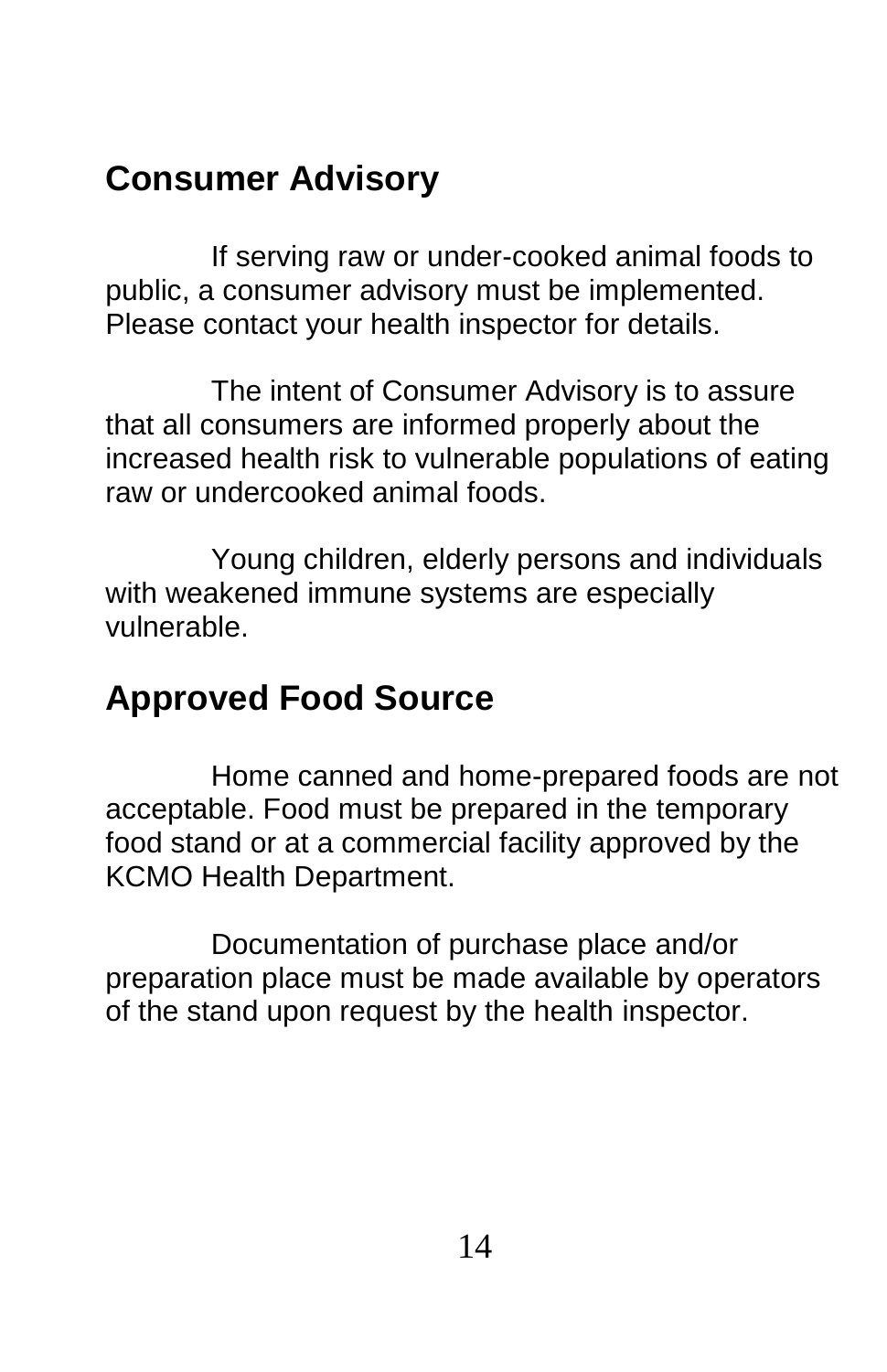## Consumer Advisory

If serving raw or under-cooked animal foods to public, a consumer advisory must be implemented. Please contact your health inspector for details.

The intent of Consumer Advisory is to assure that all consumers are informed properly about the increased health risk to vulnerable populations of eating raw or undercooked animal foods.

Young children, elderly persons and individuals with weakened immune systems are especially vulnerable.

## Approved Food Source

Home canned and home-prepared foods are not acceptable. Food must be prepared in the temporary food stand or at a commercial facility approved by the KCMO Health Department.

Documentation of purchase place and/or preparation place must be made available by operators of the stand upon request by the health inspector.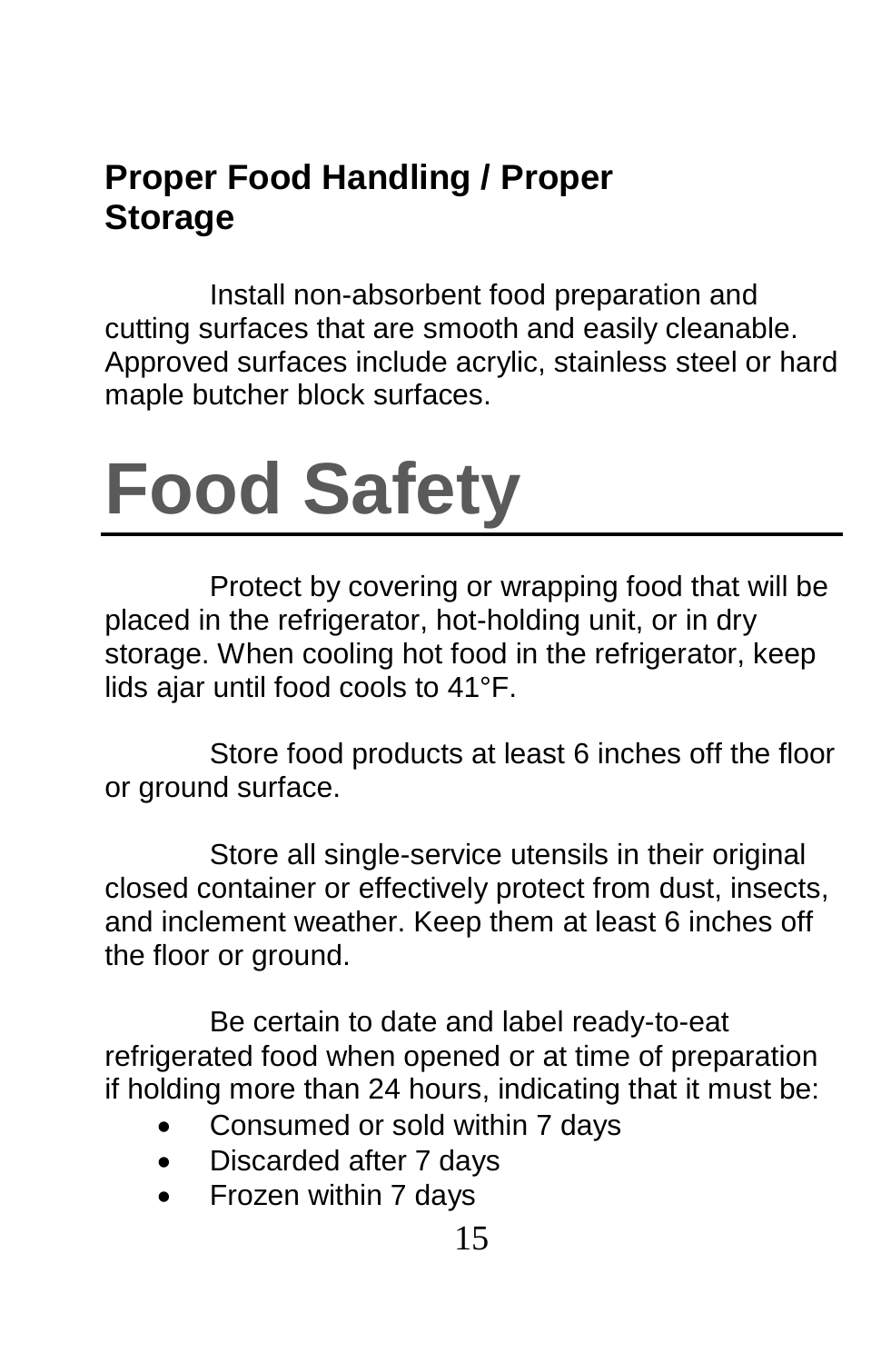### Proper Food Handling / Proper Storage

Install non-absorbent food preparation and cutting surfaces that are smooth and easily cleanable. Approved surfaces include acrylic, stainless steel or hard maple butcher block surfaces.

# Food Safety

Protect by covering or wrapping food that will be placed in the refrigerator, hot-holding unit, or in dry storage. When cooling hot food in the refrigerator, keep lids ajar until food cools to 41°F.

Store food products at least 6 inches off the floor or ground surface.

Store all single-service utensils in their original closed container or effectively protect from dust, insects, and inclement weather. Keep them at least 6 inches off the floor or ground.

Be certain to date and label ready-to-eat refrigerated food when opened or at time of preparation if holding more than 24 hours, indicating that it must be:

- Consumed or sold within 7 days
- Discarded after 7 days
- Frozen within 7 days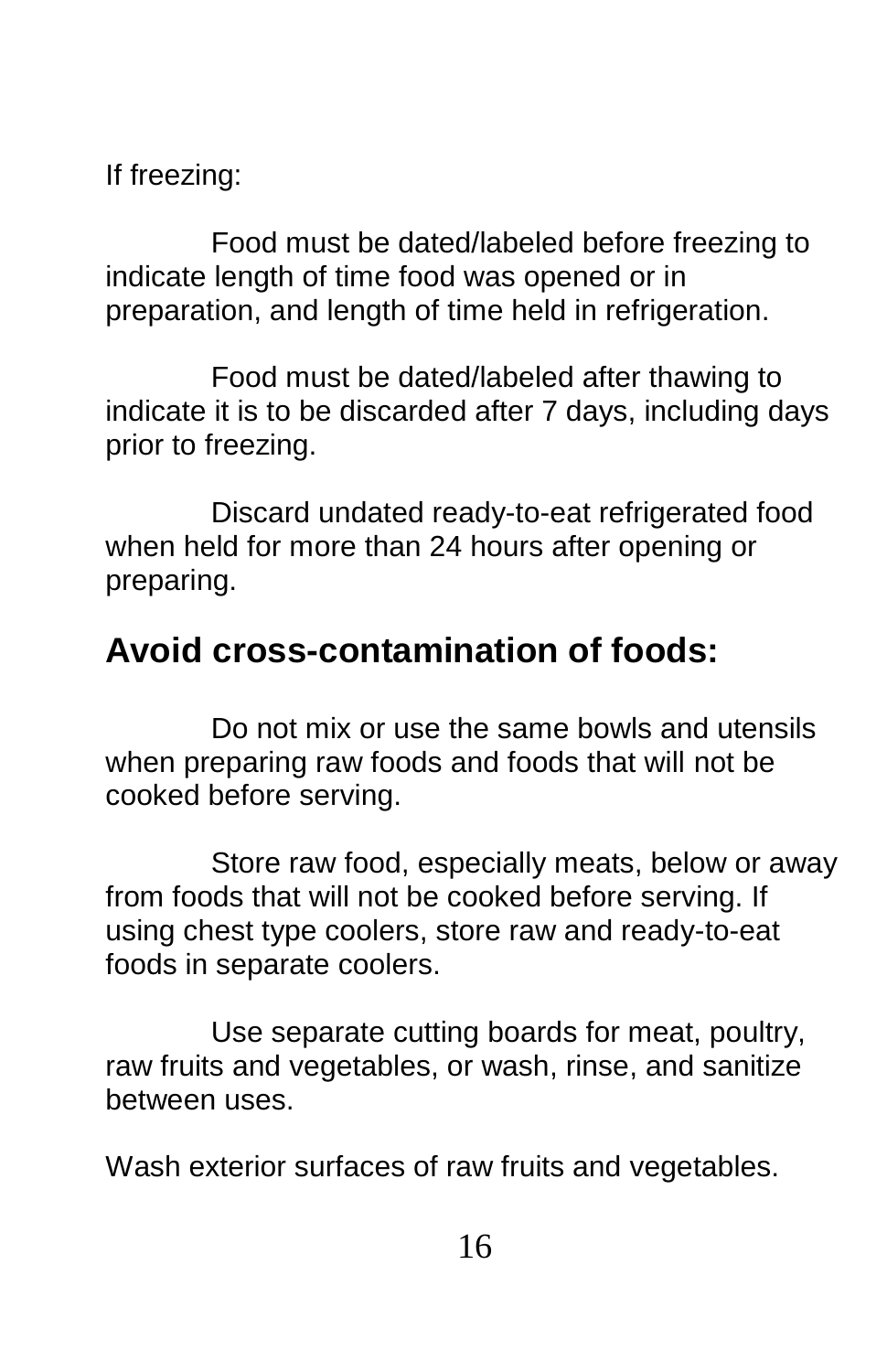If freezing:

Food must be dated/labeled before freezing to indicate length of time food was opened or in preparation, and length of time held in refrigeration.

Food must be dated/labeled after thawing to indicate it is to be discarded after 7 days, including days prior to freezing.

Discard undated ready-to-eat refrigerated food when held for more than 24 hours after opening or preparing.

## Avoid cross-contamination of foods:

Do not mix or use the same bowls and utensils when preparing raw foods and foods that will not be cooked before serving.

Store raw food, especially meats, below or away from foods that will not be cooked before serving. If using chest type coolers, store raw and ready-to-eat foods in separate coolers.

Use separate cutting boards for meat, poultry, raw fruits and vegetables, or wash, rinse, and sanitize between uses.

Wash exterior surfaces of raw fruits and vegetables.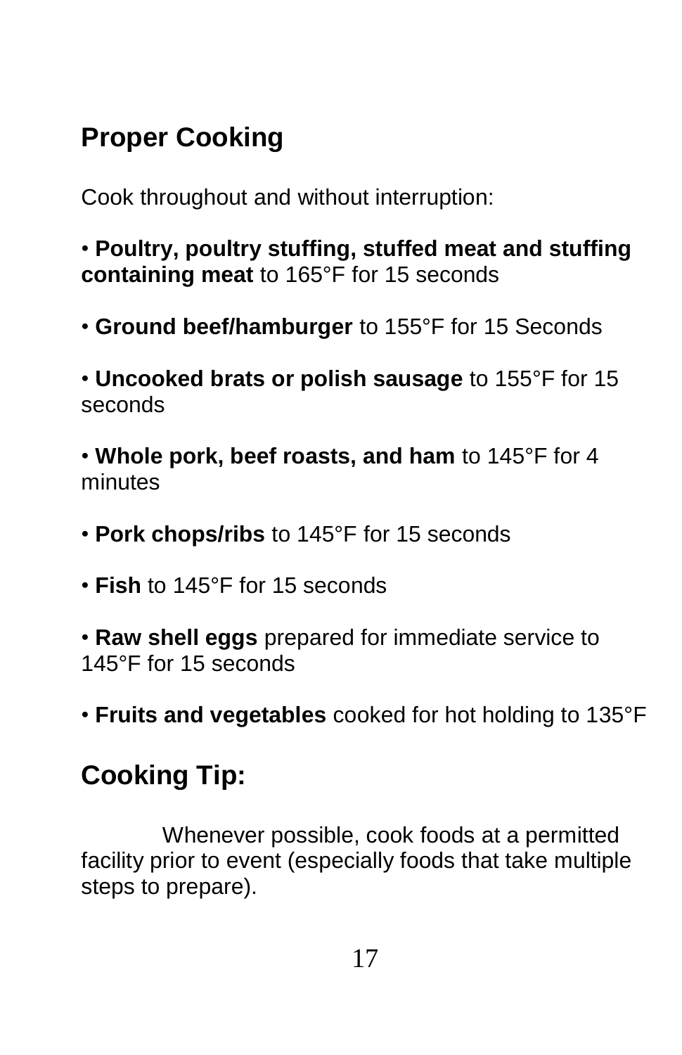## Proper Cooking

Cook throughout and without interruption:

- **Poultry, poultry stuffing, stuffed meat and stuffing containing meat** to 165°F for 15 seconds
- **Ground beef/hamburger** to 155°F for 15 Seconds
- **Uncooked brats or polish sausage** to 155°F for 15 seconds
- **Whole pork, beef roasts, and ham** to 145°F for 4 minutes
- **Pork chops/ribs** to 145°F for 15 seconds
- **Fish** to 145°F for 15 seconds
- **Raw shell eggs** prepared for immediate service to 145°F for 15 seconds
- **Fruits and vegetables** cooked for hot holding to 135°F

## Cooking Tip:

Whenever possible, cook foods at a permitted facility prior to event (especially foods that take multiple steps to prepare).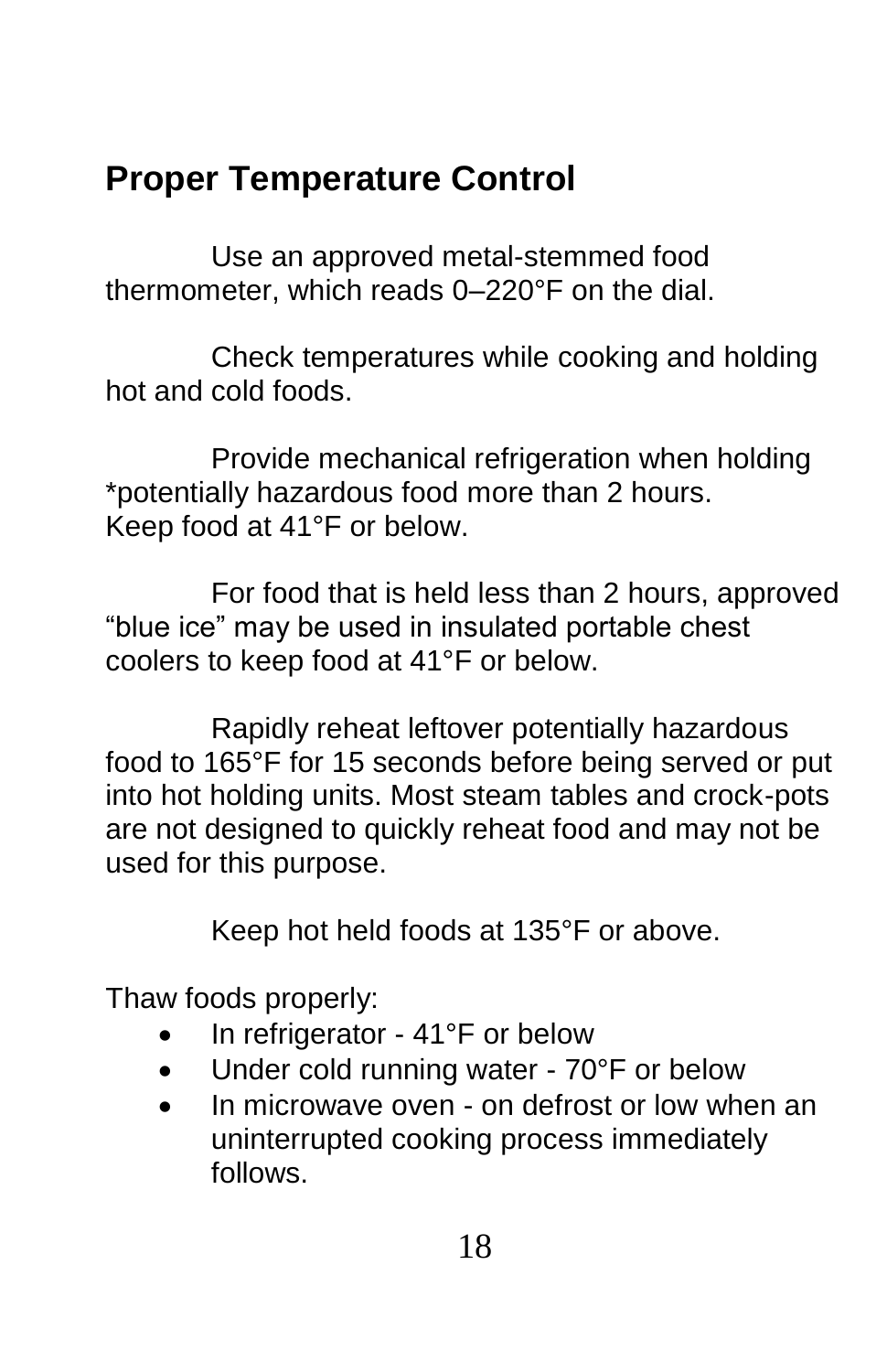## Proper Temperature Control

Use an approved metal-stemmed food thermometer, which reads 0–220°F on the dial.

Check temperatures while cooking and holding hot and cold foods.

Provide mechanical refrigeration when holding *potentially hazardous food more than 2 hours. Keep food at 41°F or below.

For food that is held less than 2 hours, approved "blue ice" may be used in insulated portable chest coolers to keep food at 41°F or below.

Rapidly reheat leftover potentially hazardous food to 165°F for 15 seconds before being served or put into hot holding units. Most steam tables and crock-pots are not designed to quickly reheat food and may not be used for this purpose.

Keep hot held foods at 135°F or above.

Thaw foods properly:

- In refrigerator - 41°F or below
- Under cold running water - 70°F or below
- In microwave oven - on defrost or low when an uninterrupted cooking process immediately follows.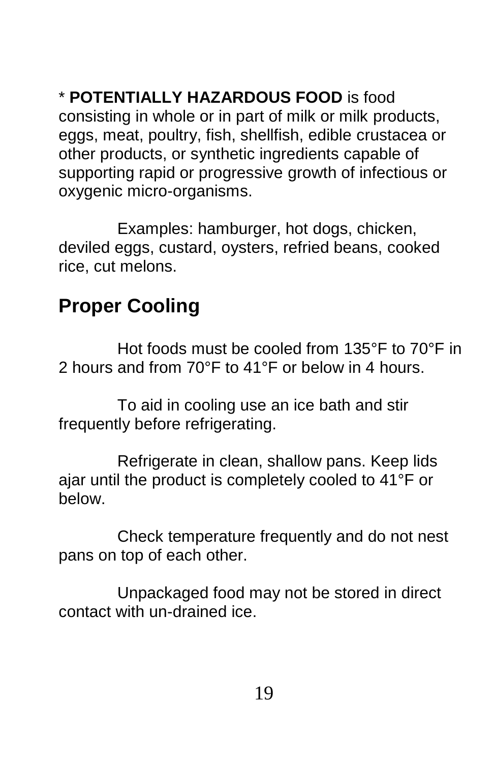* **POTENTIALLY HAZARDOUS FOOD** is food consisting in whole or in part of milk or milk products, eggs, meat, poultry, fish, shellfish, edible crustacea or other products, or synthetic ingredients capable of supporting rapid or progressive growth of infectious or oxygenic micro-organisms.

Examples: hamburger, hot dogs, chicken, deviled eggs, custard, oysters, refried beans, cooked rice, cut melons.

## Proper Cooling

Hot foods must be cooled from 135°F to 70°F in 2 hours and from 70°F to 41°F or below in 4 hours.

To aid in cooling use an ice bath and stir frequently before refrigerating.

Refrigerate in clean, shallow pans. Keep lids ajar until the product is completely cooled to 41°F or below.

Check temperature frequently and do not nest pans on top of each other.

Unpackaged food may not be stored in direct contact with un-drained ice.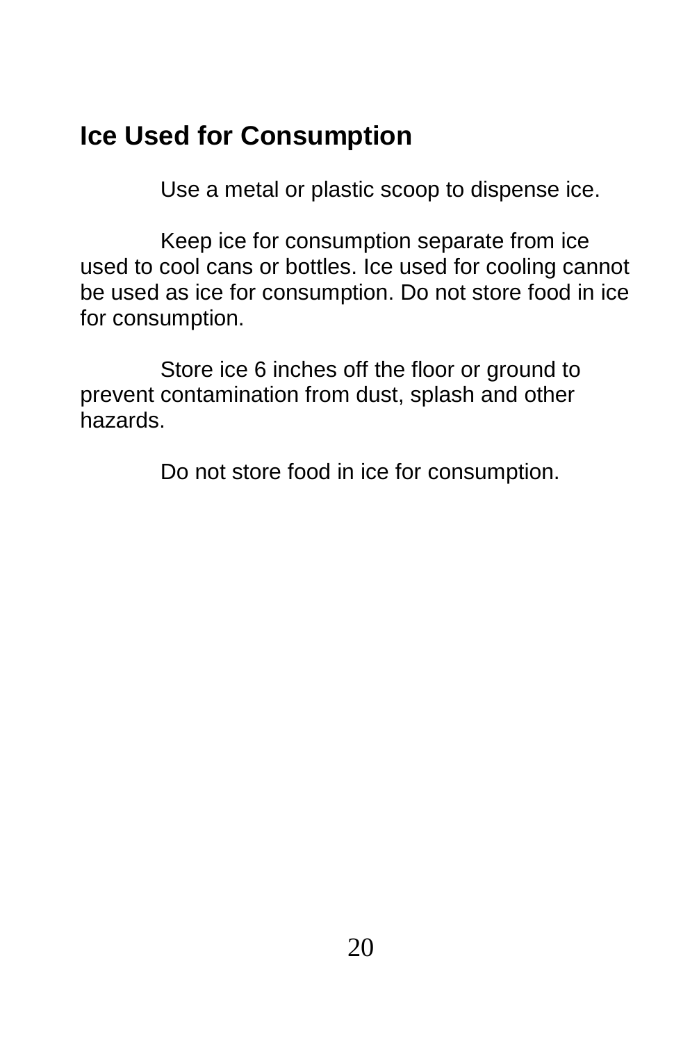## Ice Used for Consumption

Use a metal or plastic scoop to dispense ice.

Keep ice for consumption separate from ice used to cool cans or bottles. Ice used for cooling cannot be used as ice for consumption. Do not store food in ice for consumption.

Store ice 6 inches off the floor or ground to prevent contamination from dust, splash and other hazards.

Do not store food in ice for consumption.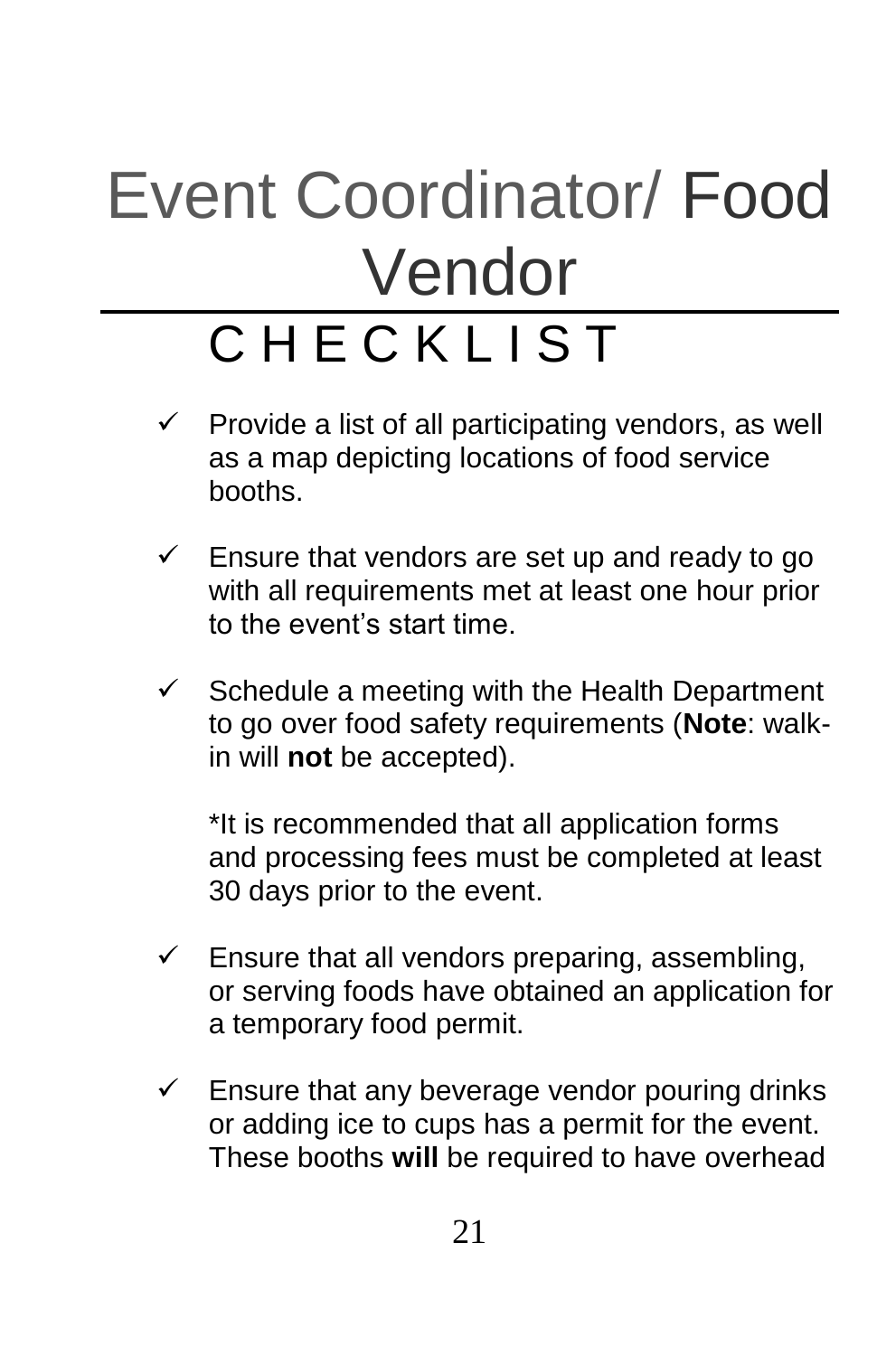# Event Coordinator/ Food Vendor

## CHECKLIST

- ✓ Provide a list of all participating vendors, as well as a map depicting locations of food service booths.

- ✓ Ensure that vendors are set up and ready to go with all requirements met at least one hour prior to the event's start time.

- ✓ Schedule a meeting with the Health Department to go over food safety requirements (**Note**: walk-in will **not** be accepted).

  *It is recommended that all application forms and processing fees must be completed at least 30 days prior to the event.

- ✓ Ensure that all vendors preparing, assembling, or serving foods have obtained an application for a temporary food permit.

- ✓ Ensure that any beverage vendor pouring drinks or adding ice to cups has a permit for the event. These booths **will** be required to have overhead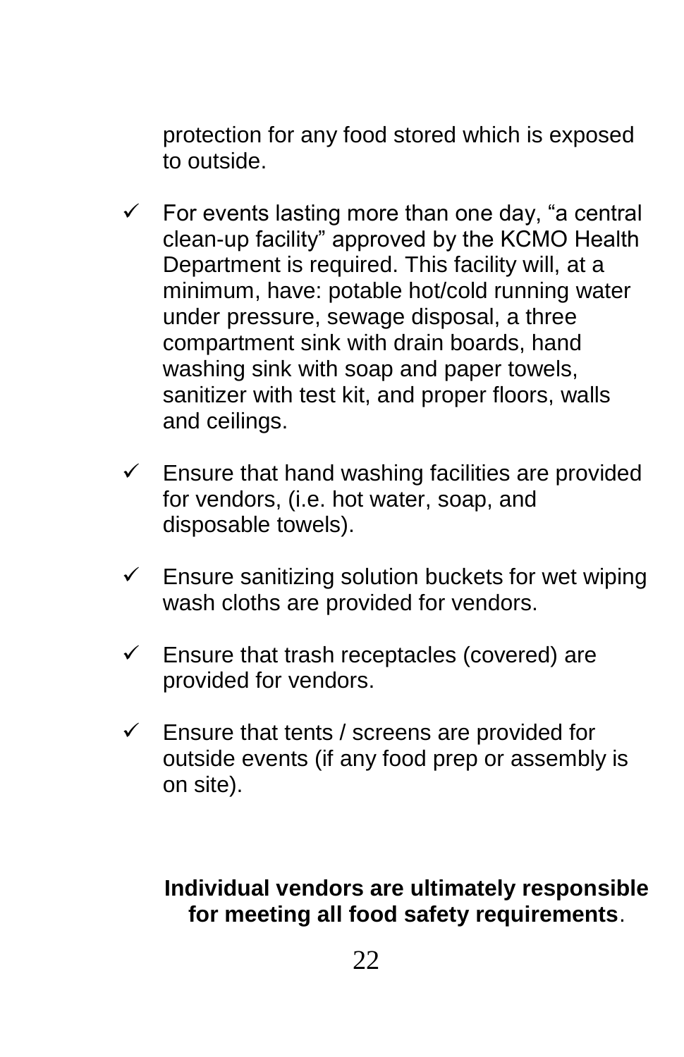protection for any food stored which is exposed to outside.

- ✓ For events lasting more than one day, “a central clean-up facility” approved by the KCMO Health Department is required. This facility will, at a minimum, have: potable hot/cold running water under pressure, sewage disposal, a three compartment sink with drain boards, hand washing sink with soap and paper towels, sanitizer with test kit, and proper floors, walls and ceilings.
- ✓ Ensure that hand washing facilities are provided for vendors, (i.e. hot water, soap, and disposable towels).
- ✓ Ensure sanitizing solution buckets for wet wiping wash cloths are provided for vendors.
- ✓ Ensure that trash receptacles (covered) are provided for vendors.
- ✓ Ensure that tents / screens are provided for outside events (if any food prep or assembly is on site).

**Individual vendors are ultimately responsible for meeting all food safety requirements**.